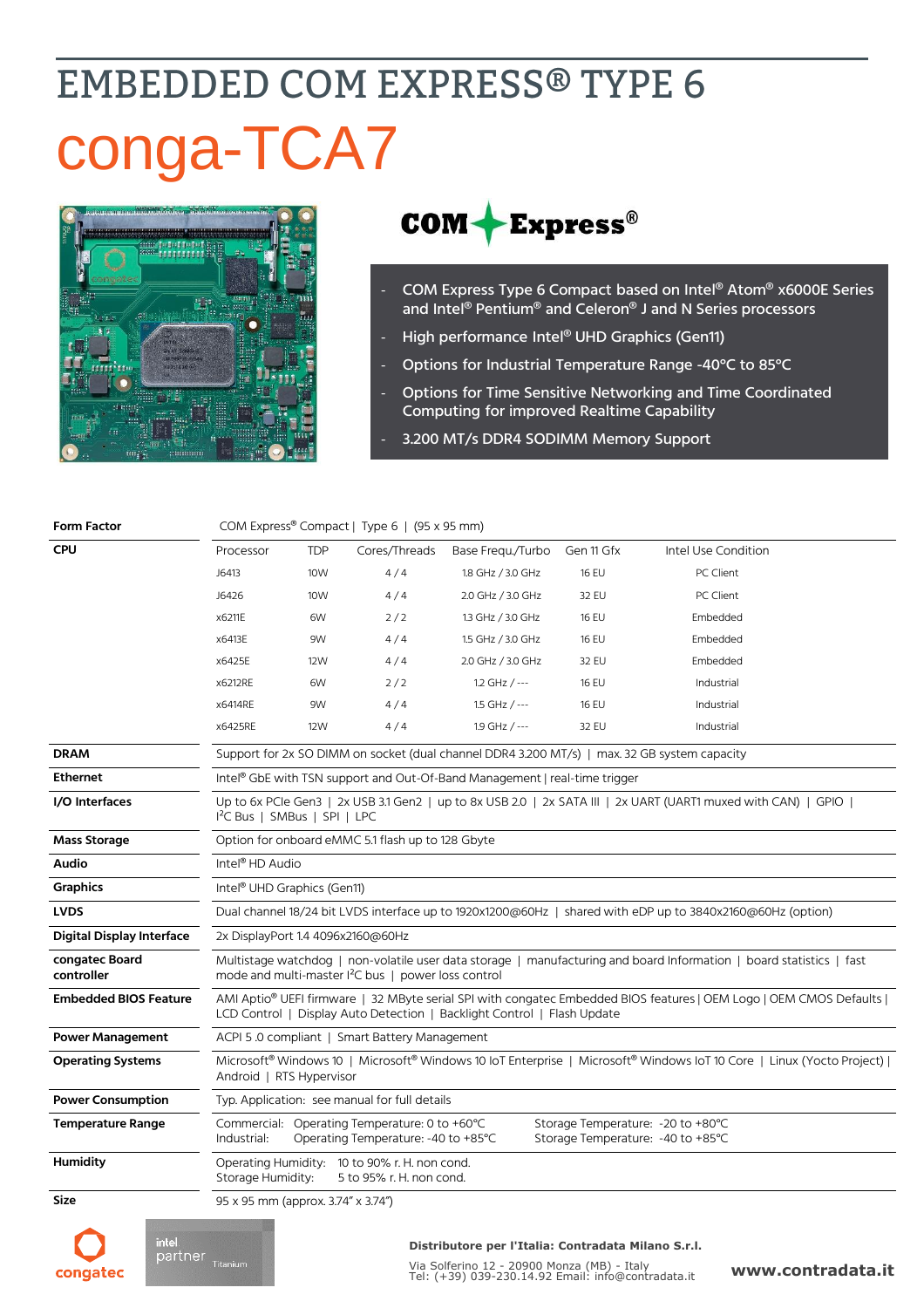# EMBEDDED COM EXPRESS® TYPE 6

# conga-TCA7

COM Express®

- COM Express Type 6 Compact based on Intel® Atom® x6000E Series and Intel® Pentium® and Celeron® J and N Series processors
- High performance Intel® UHD Graphics (Gen11)
- Options for Industrial Temperature Range -40°C to 85°C
- Options for Time Sensitive Networking and Time Coordinated Computing for improved Realtime Capability
- 3.200 MT/s DDR4 SODIMM Memory Support

| | | | | | | |
|---|---|---|---|---|---|---|
| **Form Factor** | COM Express® Compact \| Type 6 \| (95 x 95 mm) | | | | | |
| **CPU** | Processor | TDP | Cores/Threads | Base Frequ./Turbo | Gen 11 Gfx | Intel Use Condition |
| | J6413 | 10W | 4 / 4 | 1.8 GHz / 3.0 GHz | 16 EU | PC Client |
| | J6426 | 10W | 4 / 4 | 2.0 GHz / 3.0 GHz | 32 EU | PC Client |
| | x6211E | 6W | 2 / 2 | 1.3 GHz / 3.0 GHz | 16 EU | Embedded |
| | x6413E | 9W | 4 / 4 | 1.5 GHz / 3.0 GHz | 16 EU | Embedded |
| | x6425E | 12W | 4 / 4 | 2.0 GHz / 3.0 GHz | 32 EU | Embedded |
| | x6212RE | 6W | 2 / 2 | 1.2 GHz / --- | 16 EU | Industrial |
| | x6414RE | 9W | 4 / 4 | 1.5 GHz / --- | 16 EU | Industrial |
| | x6425RE | 12W | 4 / 4 | 1.9 GHz / --- | 32 EU | Industrial |
| **DRAM** | Support for 2x SO DIMM on socket (dual channel DDR4 3.200 MT/s) \| max. 32 GB system capacity | | | | | |
| **Ethernet** | Intel® GbE with TSN support and Out-Of-Band Management \| real-time trigger | | | | | |
| **I/O Interfaces** | Up to 6x PCIe Gen3 \| 2x USB 3.1 Gen2 \| up to 8x USB 2.0 \| 2x SATA III \| 2x UART (UART1 muxed with CAN) \| GPIO \| I²C Bus \| SMBus \| SPI \| LPC | | | | | |
| **Mass Storage** | Option for onboard eMMC 5.1 flash up to 128 Gbyte | | | | | |
| **Audio** | Intel® HD Audio | | | | | |
| **Graphics** | Intel® UHD Graphics (Gen11) | | | | | |
| **LVDS** | Dual channel 18/24 bit LVDS interface up to 1920x1200@60Hz \| shared with eDP up to 3840x2160@60Hz (option) | | | | | |
| **Digital Display Interface** | 2x DisplayPort 1.4 4096x2160@60Hz | | | | | |
| **congatec Board controller** | Multistage watchdog \| non-volatile user data storage \| manufacturing and board Information \| board statistics \| fast mode and multi-master I²C bus \| power loss control | | | | | |
| **Embedded BIOS Feature** | AMI Aptio® UEFI firmware \| 32 MByte serial SPI with congatec Embedded BIOS features \| OEM Logo \| OEM CMOS Defaults \| LCD Control \| Display Auto Detection \| Backlight Control \| Flash Update | | | | | |
| **Power Management** | ACPI 5 .0 compliant \| Smart Battery Management | | | | | |
| **Operating Systems** | Microsoft® Windows 10 \| Microsoft® Windows 10 IoT Enterprise \| Microsoft® Windows IoT 10 Core \| Linux (Yocto Project) \| Android \| RTS Hypervisor | | | | | |
| **Power Consumption** | Typ. Application: see manual for full details | | | | | |
| **Temperature Range** | Commercial: Operating Temperature: 0 to +60°C; Storage Temperature: -20 to +80°C<br>Industrial: Operating Temperature: -40 to +85°C; Storage Temperature: -40 to +85°C | | | | | |
| **Humidity** | Operating Humidity: 10 to 90% r. H. non cond.<br>Storage Humidity: 5 to 95% r. H. non cond. | | | | | |
| **Size** | 95 x 95 mm (approx. 3.74" x 3.74") | | | | | |

congatec

intel partner Titanium

**Distributore per l'Italia: Contradata Milano S.r.l.**

Via Solferino 12 - 20900 Monza (MB) - Italy
Tel: (+39) 039-230.14.92 Email: info@contradata.it

**www.contradata.it**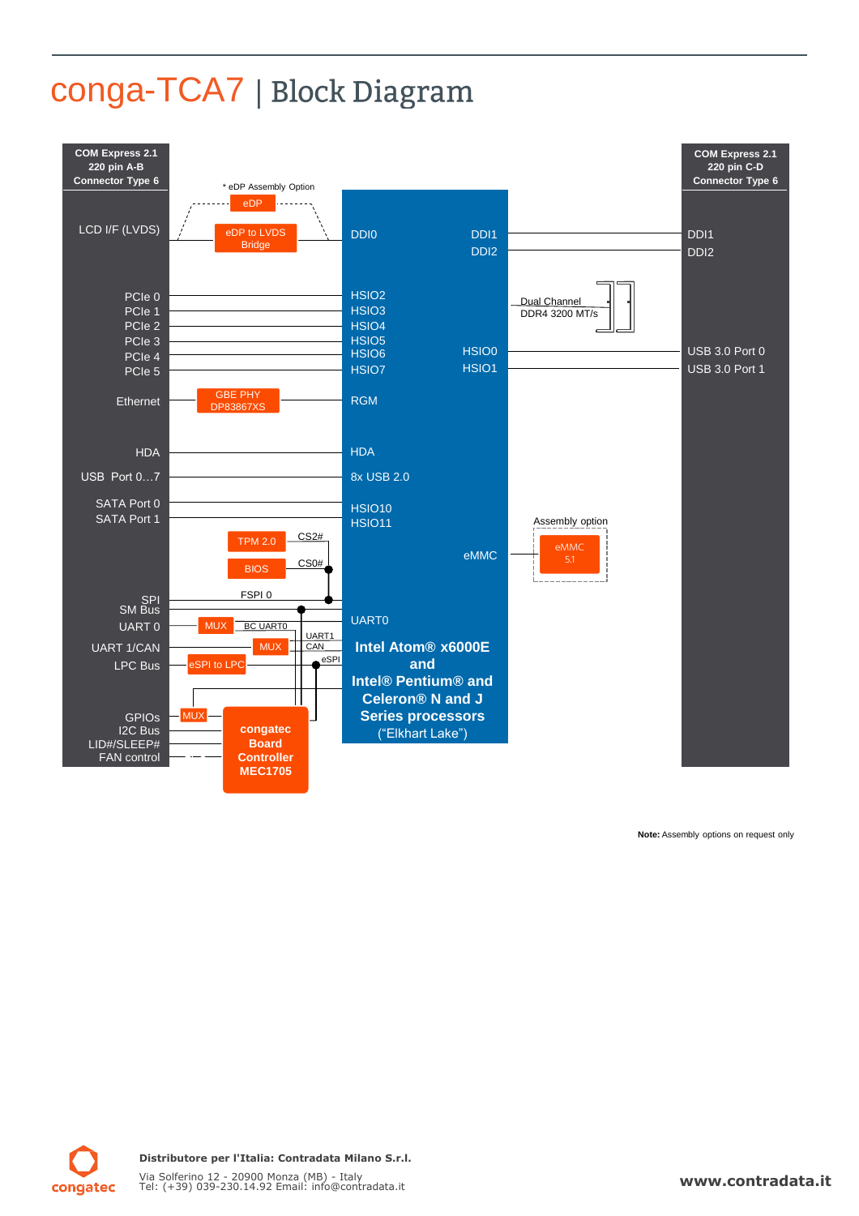# conga-TCA7 | Block Diagram

**COM Express 2.1 220 pin A-B Connector Type 6**

**COM Express 2.1 220 pin C-D Connector Type 6**

* eDP Assembly Option

eDP

LCD I/F (LVDS) — eDP to LVDS Bridge — DDI0

DDI1 — DDI1

DDI2 — DDI2

PCIe 0 — HSIO2
PCIe 1 — HSIO3
PCIe 2 — HSIO4
PCIe 3 — HSIO5
PCIe 4 — HSIO6
PCIe 5 — HSIO7

Dual Channel DDR4 3200 MT/s

HSIO0 — USB 3.0 Port 0
HSIO1 — USB 3.0 Port 1

Ethernet — GBE PHY DP83867XS — RGM

HDA — HDA

USB Port 0…7 — 8x USB 2.0

SATA Port 0 — HSIO10
SATA Port 1 — HSIO11

Assembly option

eMMC — eMMC 5.1

TPM 2.0 — CS2#

BIOS — CS0#

SPI — FSPI 0

SM Bus

UART 0 — MUX — BC UART0 — UART0

UART 1/CAN — MUX — UART1 / CAN

LPC Bus — eSPI to LPC — eSPI

GPIOs — MUX

I2C Bus

LID#/SLEEP#

FAN control

**congatec Board Controller MEC1705**

**Intel Atom® x6000E and Intel® Pentium® and Celeron® N and J Series processors**
(“Elkhart Lake”)

**Note:** Assembly options on request only

**Distributore per l'Italia: Contradata Milano S.r.l.**

Via Solferino 12 - 20900 Monza (MB) - Italy
Tel: (+39) 039-230.14.92 Email: info@contradata.it

**www.contradata.it**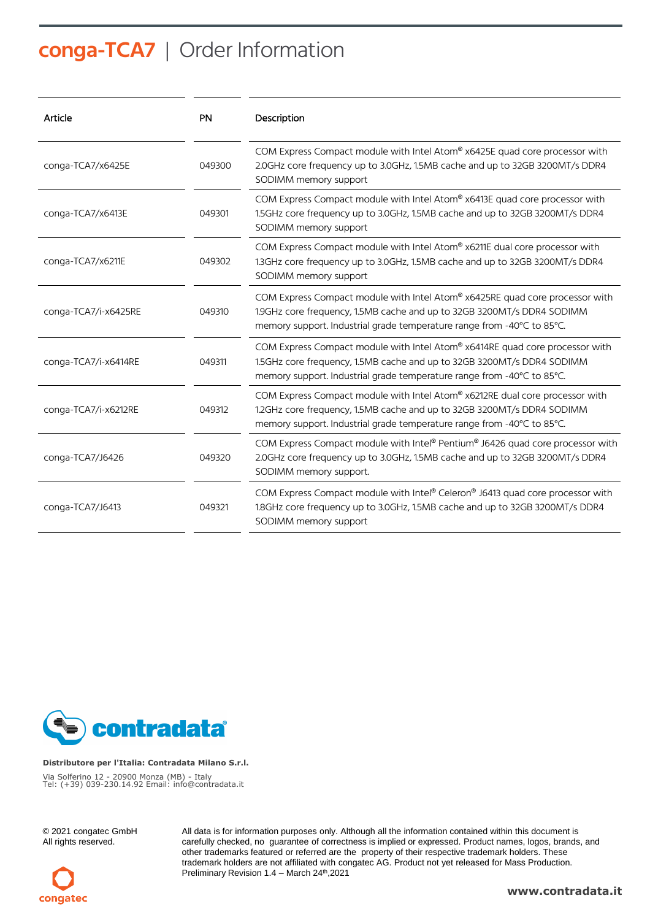# conga-TCA7 | Order Information

| Article | PN | Description |
|---|---|---|
| conga-TCA7/x6425E | 049300 | COM Express Compact module with Intel Atom® x6425E quad core processor with 2.0GHz core frequency up to 3.0GHz, 1.5MB cache and up to 32GB 3200MT/s DDR4 SODIMM memory support |
| conga-TCA7/x6413E | 049301 | COM Express Compact module with Intel Atom® x6413E quad core processor with 1.5GHz core frequency up to 3.0GHz, 1.5MB cache and up to 32GB 3200MT/s DDR4 SODIMM memory support |
| conga-TCA7/x6211E | 049302 | COM Express Compact module with Intel Atom® x6211E dual core processor with 1.3GHz core frequency up to 3.0GHz, 1.5MB cache and up to 32GB 3200MT/s DDR4 SODIMM memory support |
| conga-TCA7/i-x6425RE | 049310 | COM Express Compact module with Intel Atom® x6425RE quad core processor with 1.9GHz core frequency, 1.5MB cache and up to 32GB 3200MT/s DDR4 SODIMM memory support. Industrial grade temperature range from -40°C to 85°C. |
| conga-TCA7/i-x6414RE | 049311 | COM Express Compact module with Intel Atom® x6414RE quad core processor with 1.5GHz core frequency, 1.5MB cache and up to 32GB 3200MT/s DDR4 SODIMM memory support. Industrial grade temperature range from -40°C to 85°C. |
| conga-TCA7/i-x6212RE | 049312 | COM Express Compact module with Intel Atom® x6212RE dual core processor with 1.2GHz core frequency, 1.5MB cache and up to 32GB 3200MT/s DDR4 SODIMM memory support. Industrial grade temperature range from -40°C to 85°C. |
| conga-TCA7/J6426 | 049320 | COM Express Compact module with Intel® Pentium® J6426 quad core processor with 2.0GHz core frequency up to 3.0GHz, 1.5MB cache and up to 32GB 3200MT/s DDR4 SODIMM memory support. |
| conga-TCA7/J6413 | 049321 | COM Express Compact module with Intel® Celeron® J6413 quad core processor with 1.8GHz core frequency up to 3.0GHz, 1.5MB cache and up to 32GB 3200MT/s DDR4 SODIMM memory support |

contradata

**Distributore per l'Italia: Contradata Milano S.r.l.**

Via Solferino 12 - 20900 Monza (MB) - Italy
Tel: (+39) 039-230.14.92 Email: info@contradata.it

© 2021 congatec GmbH
All rights reserved.

All data is for information purposes only. Although all the information contained within this document is carefully checked, no guarantee of correctness is implied or expressed. Product names, logos, brands, and other trademarks featured or referred are the property of their respective trademark holders. These trademark holders are not affiliated with congatec AG. Product not yet released for Mass Production. Preliminary Revision 1.4 – March 24th,2021

congatec

www.contradata.it